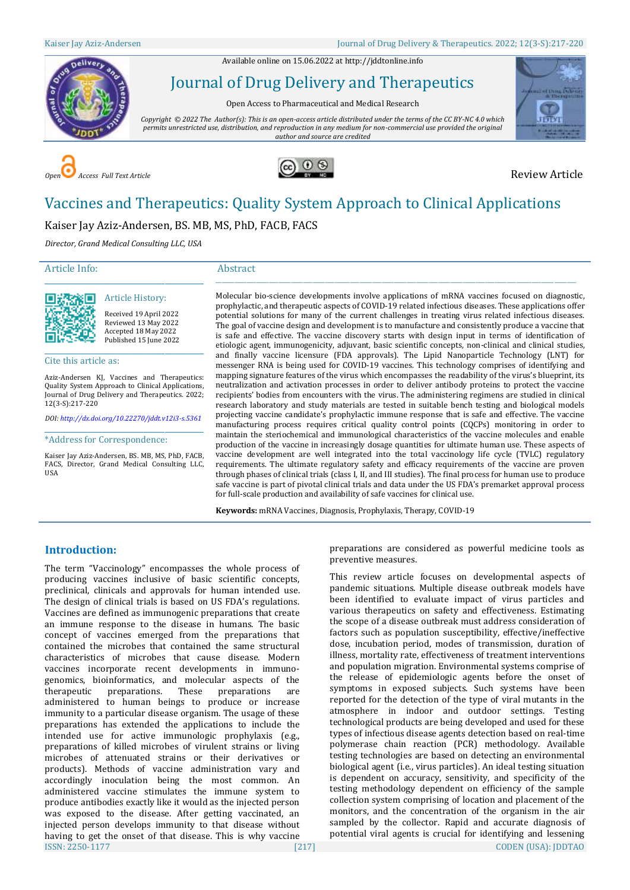Available online on 15.06.2022 at http://jddtonline.info

# Journal of Drug Delivery and Therapeutics

Open Access to Pharmaceutical and Medical Research

*Copyright © 2022 The Author(s): This is an open-access article distributed under the terms of the CC BY-NC 4.0 which permits unrestricted use, distribution, and reproduction in any medium for non-commercial use provided the original author and source are credited*

*Open Access Full Text Article*

Review Article

# Vaccines and Therapeutics: Quality System Approach to Clinical Applications

Kaiser Jay Aziz-Andersen, BS. MB, MS, PhD, FACB, FACS

*Director, Grand Medical Consulting LLC, USA*

## Article Info:

### Article History:

Received 19 April 2022
Reviewed 13 May 2022
Accepted 18 May 2022
Published 15 June 2022

### Cite this article as:

Aziz-Andersen KJ, Vaccines and Therapeutics: Quality System Approach to Clinical Applications, Journal of Drug Delivery and Therapeutics. 2022; 12(3-S):217-220

*DOI: http://dx.doi.org/10.22270/jddt.v12i3-s.5361*

### *Address for Correspondence:

Kaiser Jay Aziz-Andersen, BS. MB, MS, PhD, FACB, FACS, Director, Grand Medical Consulting LLC, USA

## Abstract

Molecular bio-science developments involve applications of mRNA vaccines focused on diagnostic, prophylactic, and therapeutic aspects of COVID-19 related infectious diseases. These applications offer potential solutions for many of the current challenges in treating virus related infectious diseases. The goal of vaccine design and development is to manufacture and consistently produce a vaccine that is safe and effective. The vaccine discovery starts with design input in terms of identification of etiologic agent, immunogenicity, adjuvant, basic scientific concepts, non-clinical and clinical studies, and finally vaccine licensure (FDA approvals). The Lipid Nanoparticle Technology (LNT) for messenger RNA is being used for COVID-19 vaccines. This technology comprises of identifying and mapping signature features of the virus which encompasses the readability of the virus's blueprint, its neutralization and activation processes in order to deliver antibody proteins to protect the vaccine recipients' bodies from encounters with the virus. The administering regimens are studied in clinical research laboratory and study materials are tested in suitable bench testing and biological models projecting vaccine candidate's prophylactic immune response that is safe and effective. The vaccine manufacturing process requires critical quality control points (CQCPs) monitoring in order to maintain the steriochemical and immunological characteristics of the vaccine molecules and enable production of the vaccine in increasingly dosage quantities for ultimate human use. These aspects of vaccine development are well integrated into the total vaccinology life cycle (TVLC) regulatory requirements. The ultimate regulatory safety and efficacy requirements of the vaccine are proven through phases of clinical trials (class I, II, and III studies). The final process for human use to produce safe vaccine is part of pivotal clinical trials and data under the US FDA's premarket approval process for full-scale production and availability of safe vaccines for clinical use.

**Keywords:** mRNA Vaccines, Diagnosis, Prophylaxis, Therapy, COVID-19

## Introduction:

The term "Vaccinology" encompasses the whole process of producing vaccines inclusive of basic scientific concepts, preclinical, clinicals and approvals for human intended use. The design of clinical trials is based on US FDA's regulations. Vaccines are defined as immunogenic preparations that create an immune response to the disease in humans. The basic concept of vaccines emerged from the preparations that contained the microbes that contained the same structural characteristics of microbes that cause disease. Modern vaccines incorporate recent developments in immuno-genomics, bioinformatics, and molecular aspects of the therapeutic preparations. These preparations are administered to human beings to produce or increase immunity to a particular disease organism. The usage of these preparations has extended the applications to include the intended use for active immunologic prophylaxis (e.g., preparations of killed microbes of virulent strains or living microbes of attenuated strains or their derivatives or products). Methods of vaccine administration vary and accordingly inoculation being the most common. An administered vaccine stimulates the immune system to produce antibodies exactly like it would as the injected person was exposed to the disease. After getting vaccinated, an injected person develops immunity to that disease without having to get the onset of that disease. This is why vaccine preparations are considered as powerful medicine tools as preventive measures.

This review article focuses on developmental aspects of pandemic situations. Multiple disease outbreak models have been identified to evaluate impact of virus particles and various therapeutics on safety and effectiveness. Estimating the scope of a disease outbreak must address consideration of factors such as population susceptibility, effective/ineffective dose, incubation period, modes of transmission, duration of illness, mortality rate, effectiveness of treatment interventions and population migration. Environmental systems comprise of the release of epidemiologic agents before the onset of symptoms in exposed subjects. Such systems have been reported for the detection of the type of viral mutants in the atmosphere in indoor and outdoor settings. Testing technological products are being developed and used for these types of infectious disease agents detection based on real-time polymerase chain reaction (PCR) methodology. Available testing technologies are based on detecting an environmental biological agent (i.e., virus particles). An ideal testing situation is dependent on accuracy, sensitivity, and specificity of the testing methodology dependent on efficiency of the sample collection system comprising of location and placement of the monitors, and the concentration of the organism in the air sampled by the collector. Rapid and accurate diagnosis of potential viral agents is crucial for identifying and lessening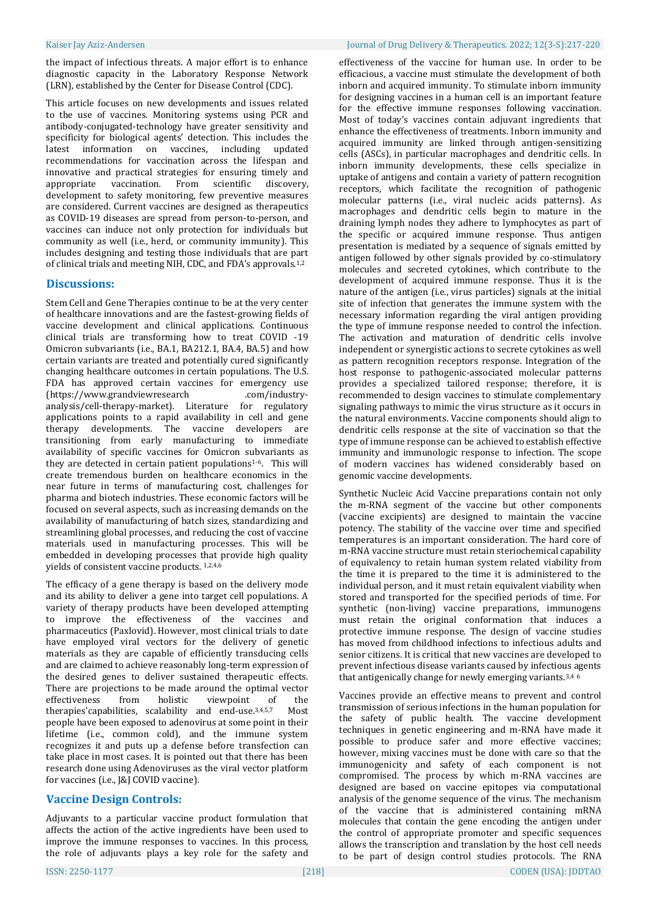the impact of infectious threats. A major effort is to enhance diagnostic capacity in the Laboratory Response Network (LRN), established by the Center for Disease Control (CDC).

This article focuses on new developments and issues related to the use of vaccines. Monitoring systems using PCR and antibody-conjugated-technology have greater sensitivity and specificity for biological agents' detection. This includes the latest information on vaccines, including updated recommendations for vaccination across the lifespan and innovative and practical strategies for ensuring timely and appropriate vaccination. From scientific discovery, development to safety monitoring, few preventive measures are considered. Current vaccines are designed as therapeutics as COVID-19 diseases are spread from person-to-person, and vaccines can induce not only protection for individuals but community as well (i.e., herd, or community immunity). This includes designing and testing those individuals that are part of clinical trials and meeting NIH, CDC, and FDA's approvals.[1,2]

## Discussions:

Stem Cell and Gene Therapies continue to be at the very center of healthcare innovations and are the fastest-growing fields of vaccine development and clinical applications. Continuous clinical trials are transforming how to treat COVID -19 Omicron subvariants (i.e., BA.1, BA212.1, BA.4, BA.5) and how certain variants are treated and potentially cured significantly changing healthcare outcomes in certain populations. The U.S. FDA has approved certain vaccines for emergency use (https://www.grandviewresearch .com/industry-analysis/cell-therapy-market). Literature for regulatory applications points to a rapid availability in cell and gene therapy developments. The vaccine developers are transitioning from early manufacturing to immediate availability of specific vaccines for Omicron subvariants as they are detected in certain patient populations[1-6]. This will create tremendous burden on healthcare economics in the near future in terms of manufacturing cost, challenges for pharma and biotech industries. These economic factors will be focused on several aspects, such as increasing demands on the availability of manufacturing of batch sizes, standardizing and streamlining global processes, and reducing the cost of vaccine materials used in manufacturing processes. This will be embedded in developing processes that provide high quality yields of consistent vaccine products. [1,2,4,6]

The efficacy of a gene therapy is based on the delivery mode and its ability to deliver a gene into target cell populations. A variety of therapy products have been developed attempting to improve the effectiveness of the vaccines and pharmaceutics (Paxlovid). However, most clinical trials to date have employed viral vectors for the delivery of genetic materials as they are capable of efficiently transducing cells and are claimed to achieve reasonably long-term expression of the desired genes to deliver sustained therapeutic effects. There are projections to be made around the optimal vector effectiveness from holistic viewpoint of the therapies'capabilities, scalability and end-use.[3,4,5,7] Most people have been exposed to adenovirus at some point in their lifetime (i.e., common cold), and the immune system recognizes it and puts up a defense before transfection can take place in most cases. It is pointed out that there has been research done using Adenoviruses as the viral vector platform for vaccines (i.e., J&J COVID vaccine).

## Vaccine Design Controls:

Adjuvants to a particular vaccine product formulation that affects the action of the active ingredients have been used to improve the immune responses to vaccines. In this process, the role of adjuvants plays a key role for the safety and effectiveness of the vaccine for human use. In order to be efficacious, a vaccine must stimulate the development of both inborn and acquired immunity. To stimulate inborn immunity for designing vaccines in a human cell is an important feature for the effective immune responses following vaccination. Most of today's vaccines contain adjuvant ingredients that enhance the effectiveness of treatments. Inborn immunity and acquired immunity are linked through antigen-sensitizing cells (ASCs), in particular macrophages and dendritic cells. In inborn immunity developments, these cells specialize in uptake of antigens and contain a variety of pattern recognition receptors, which facilitate the recognition of pathogenic molecular patterns (i.e., viral nucleic acids patterns). As macrophages and dendritic cells begin to mature in the draining lymph nodes they adhere to lymphocytes as part of the specific or acquired immune response. Thus antigen presentation is mediated by a sequence of signals emitted by antigen followed by other signals provided by co-stimulatory molecules and secreted cytokines, which contribute to the development of acquired immune response. Thus it is the nature of the antigen (i.e., virus particles) signals at the initial site of infection that generates the immune system with the necessary information regarding the viral antigen providing the type of immune response needed to control the infection. The activation and maturation of dendritic cells involve independent or synergistic actions to secrete cytokines as well as pattern recognition receptors response. Integration of the host response to pathogenic-associated molecular patterns provides a specialized tailored response; therefore, it is recommended to design vaccines to stimulate complementary signaling pathways to mimic the virus structure as it occurs in the natural environments. Vaccine components should align to dendritic cells response at the site of vaccination so that the type of immune response can be achieved to establish effective immunity and immunologic response to infection. The scope of modern vaccines has widened considerably based on genomic vaccine developments.

Synthetic Nucleic Acid Vaccine preparations contain not only the m-RNA segment of the vaccine but other components (vaccine excipients) are designed to maintain the vaccine potency. The stability of the vaccine over time and specified temperatures is an important consideration. The hard core of m-RNA vaccine structure must retain steriochemical capability of equivalency to retain human system related viability from the time it is prepared to the time it is administered to the individual person, and it must retain equivalent viability when stored and transported for the specified periods of time. For synthetic (non-living) vaccine preparations, immunogens must retain the original conformation that induces a protective immune response. The design of vaccine studies has moved from childhood infections to infectious adults and senior citizens. It is critical that new vaccines are developed to prevent infectious disease variants caused by infectious agents that antigenically change for newly emerging variants.[3,4 6]

Vaccines provide an effective means to prevent and control transmission of serious infections in the human population for the safety of public health. The vaccine development techniques in genetic engineering and m-RNA have made it possible to produce safer and more effective vaccines; however, mixing vaccines must be done with care so that the immunogenicity and safety of each component is not compromised. The process by which m-RNA vaccines are designed are based on vaccine epitopes via computational analysis of the genome sequence of the virus. The mechanism of the vaccine that is administered containing mRNA molecules that contain the gene encoding the antigen under the control of appropriate promoter and specific sequences allows the transcription and translation by the host cell needs to be part of design control studies protocols. The RNA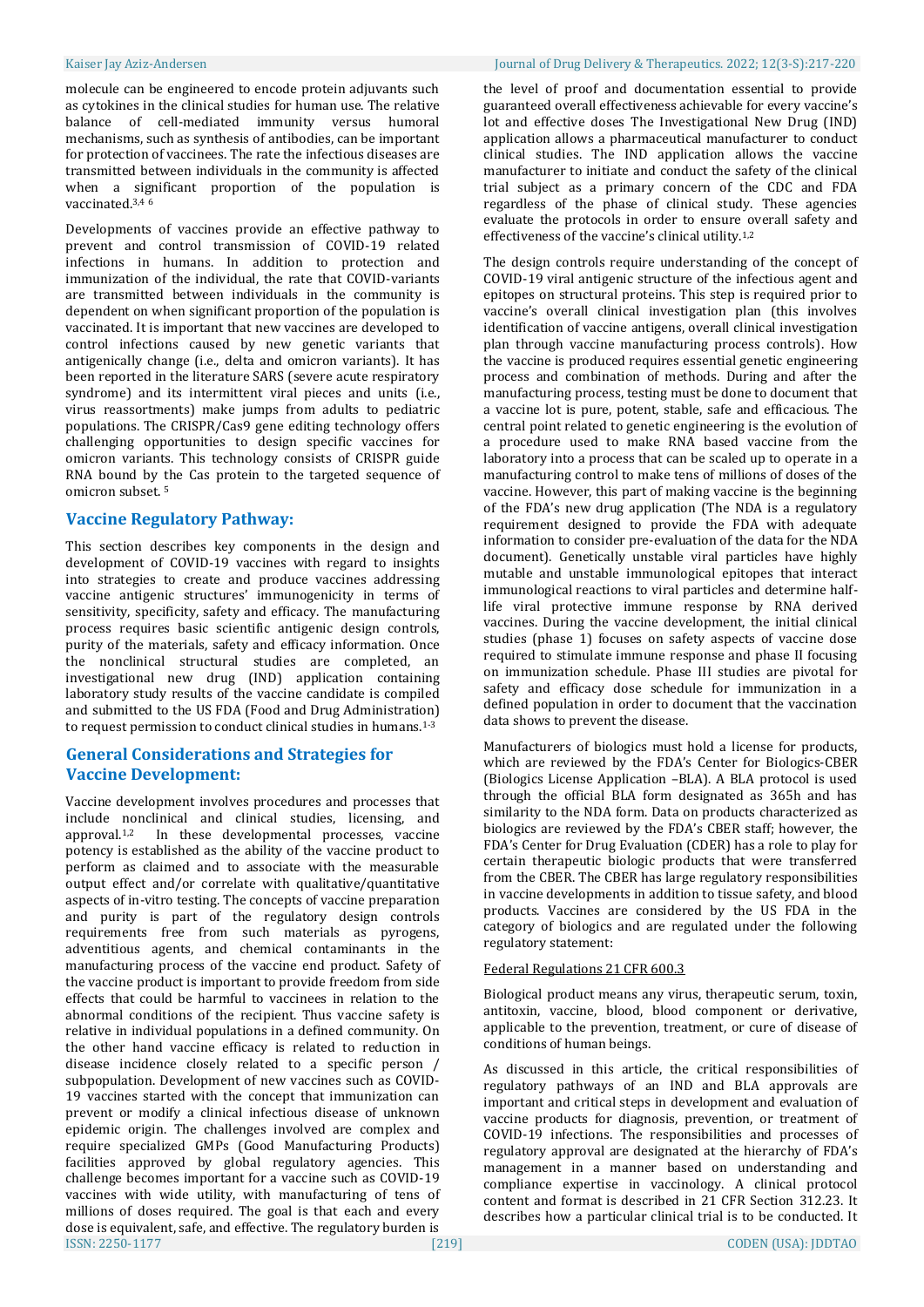molecule can be engineered to encode protein adjuvants such as cytokines in the clinical studies for human use. The relative balance of cell-mediated immunity versus humoral mechanisms, such as synthesis of antibodies, can be important for protection of vaccinees. The rate the infectious diseases are transmitted between individuals in the community is affected when a significant proportion of the population is vaccinated.[3,4 6]

Developments of vaccines provide an effective pathway to prevent and control transmission of COVID-19 related infections in humans. In addition to protection and immunization of the individual, the rate that COVID-variants are transmitted between individuals in the community is dependent on when significant proportion of the population is vaccinated. It is important that new vaccines are developed to control infections caused by new genetic variants that antigenically change (i.e., delta and omicron variants). It has been reported in the literature SARS (severe acute respiratory syndrome) and its intermittent viral pieces and units (i.e., virus reassortments) make jumps from adults to pediatric populations. The CRISPR/Cas9 gene editing technology offers challenging opportunities to design specific vaccines for omicron variants. This technology consists of CRISPR guide RNA bound by the Cas protein to the targeted sequence of omicron subset. [5]

## Vaccine Regulatory Pathway:

This section describes key components in the design and development of COVID-19 vaccines with regard to insights into strategies to create and produce vaccines addressing vaccine antigenic structures' immunogenicity in terms of sensitivity, specificity, safety and efficacy. The manufacturing process requires basic scientific antigenic design controls, purity of the materials, safety and efficacy information. Once the nonclinical structural studies are completed, an investigational new drug (IND) application containing laboratory study results of the vaccine candidate is compiled and submitted to the US FDA (Food and Drug Administration) to request permission to conduct clinical studies in humans.[1-3]

## General Considerations and Strategies for Vaccine Development:

Vaccine development involves procedures and processes that include nonclinical and clinical studies, licensing, and approval.[1,2] In these developmental processes, vaccine potency is established as the ability of the vaccine product to perform as claimed and to associate with the measurable output effect and/or correlate with qualitative/quantitative aspects of in-vitro testing. The concepts of vaccine preparation and purity is part of the regulatory design controls requirements free from such materials as pyrogens, adventitious agents, and chemical contaminants in the manufacturing process of the vaccine end product. Safety of the vaccine product is important to provide freedom from side effects that could be harmful to vaccinees in relation to the abnormal conditions of the recipient. Thus vaccine safety is relative in individual populations in a defined community. On the other hand vaccine efficacy is related to reduction in disease incidence closely related to a specific person / subpopulation. Development of new vaccines such as COVID-19 vaccines started with the concept that immunization can prevent or modify a clinical infectious disease of unknown epidemic origin. The challenges involved are complex and require specialized GMPs (Good Manufacturing Products) facilities approved by global regulatory agencies. This challenge becomes important for a vaccine such as COVID-19 vaccines with wide utility, with manufacturing of tens of millions of doses required. The goal is that each and every dose is equivalent, safe, and effective. The regulatory burden is the level of proof and documentation essential to provide guaranteed overall effectiveness achievable for every vaccine's lot and effective doses The Investigational New Drug (IND) application allows a pharmaceutical manufacturer to conduct clinical studies. The IND application allows the vaccine manufacturer to initiate and conduct the safety of the clinical trial subject as a primary concern of the CDC and FDA regardless of the phase of clinical study. These agencies evaluate the protocols in order to ensure overall safety and effectiveness of the vaccine's clinical utility.[1,2]

The design controls require understanding of the concept of COVID-19 viral antigenic structure of the infectious agent and epitopes on structural proteins. This step is required prior to vaccine's overall clinical investigation plan (this involves identification of vaccine antigens, overall clinical investigation plan through vaccine manufacturing process controls). How the vaccine is produced requires essential genetic engineering process and combination of methods. During and after the manufacturing process, testing must be done to document that a vaccine lot is pure, potent, stable, safe and efficacious. The central point related to genetic engineering is the evolution of a procedure used to make RNA based vaccine from the laboratory into a process that can be scaled up to operate in a manufacturing control to make tens of millions of doses of the vaccine. However, this part of making vaccine is the beginning of the FDA's new drug application (The NDA is a regulatory requirement designed to provide the FDA with adequate information to consider pre-evaluation of the data for the NDA document). Genetically unstable viral particles have highly mutable and unstable immunological epitopes that interact immunological reactions to viral particles and determine half-life viral protective immune response by RNA derived vaccines. During the vaccine development, the initial clinical studies (phase 1) focuses on safety aspects of vaccine dose required to stimulate immune response and phase II focusing on immunization schedule. Phase III studies are pivotal for safety and efficacy dose schedule for immunization in a defined population in order to document that the vaccination data shows to prevent the disease.

Manufacturers of biologics must hold a license for products, which are reviewed by the FDA's Center for Biologics-CBER (Biologics License Application –BLA). A BLA protocol is used through the official BLA form designated as 365h and has similarity to the NDA form. Data on products characterized as biologics are reviewed by the FDA's CBER staff; however, the FDA's Center for Drug Evaluation (CDER) has a role to play for certain therapeutic biologic products that were transferred from the CBER. The CBER has large regulatory responsibilities in vaccine developments in addition to tissue safety, and blood products. Vaccines are considered by the US FDA in the category of biologics and are regulated under the following regulatory statement:

Federal Regulations 21 CFR 600.3

Biological product means any virus, therapeutic serum, toxin, antitoxin, vaccine, blood, blood component or derivative, applicable to the prevention, treatment, or cure of disease of conditions of human beings.

As discussed in this article, the critical responsibilities of regulatory pathways of an IND and BLA approvals are important and critical steps in development and evaluation of vaccine products for diagnosis, prevention, or treatment of COVID-19 infections. The responsibilities and processes of regulatory approval are designated at the hierarchy of FDA's management in a manner based on understanding and compliance expertise in vaccinology. A clinical protocol content and format is described in 21 CFR Section 312.23. It describes how a particular clinical trial is to be conducted. It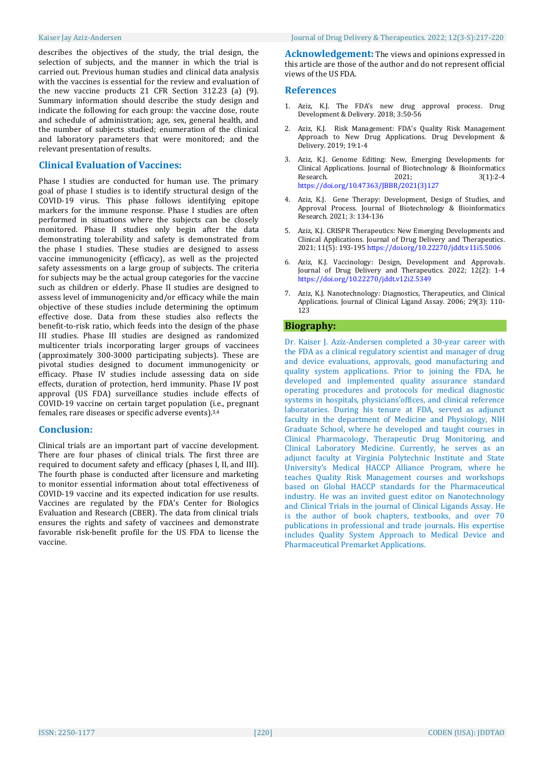describes the objectives of the study, the trial design, the selection of subjects, and the manner in which the trial is carried out. Previous human studies and clinical data analysis with the vaccines is essential for the review and evaluation of the new vaccine products 21 CFR Section 312.23 (a) (9). Summary information should describe the study design and indicate the following for each group: the vaccine dose, route and schedule of administration; age, sex, general health, and the number of subjects studied; enumeration of the clinical and laboratory parameters that were monitored; and the relevant presentation of results.

## Clinical Evaluation of Vaccines:

Phase I studies are conducted for human use. The primary goal of phase I studies is to identify structural design of the COVID-19 virus. This phase follows identifying epitope markers for the immune response. Phase I studies are often performed in situations where the subjects can be closely monitored. Phase II studies only begin after the data demonstrating tolerability and safety is demonstrated from the phase I studies. These studies are designed to assess vaccine immunogenicity (efficacy), as well as the projected safety assessments on a large group of subjects. The criteria for subjects may be the actual group categories for the vaccine such as children or elderly. Phase II studies are designed to assess level of immunogenicity and/or efficacy while the main objective of these studies include determining the optimum effective dose. Data from these studies also reflects the benefit-to-risk ratio, which feeds into the design of the phase III studies. Phase III studies are designed as randomized multicenter trials incorporating larger groups of vaccinees (approximately 300-3000 participating subjects). These are pivotal studies designed to document immunogenicity or efficacy. Phase IV studies include assessing data on side effects, duration of protection, herd immunity. Phase IV post approval (US FDA) surveillance studies include effects of COVID-19 vaccine on certain target population (i.e., pregnant females, rare diseases or specific adverse events).[3,4]

## Conclusion:

Clinical trials are an important part of vaccine development. There are four phases of clinical trials. The first three are required to document safety and efficacy (phases I, II, and III). The fourth phase is conducted after licensure and marketing to monitor essential information about total effectiveness of COVID-19 vaccine and its expected indication for use results. Vaccines are regulated by the FDA's Center for Biologics Evaluation and Research (CBER). The data from clinical trials ensures the rights and safety of vaccinees and demonstrate favorable risk-benefit profile for the US FDA to license the vaccine.

**Acknowledgement:** The views and opinions expressed in this article are those of the author and do not represent official views of the US FDA.

## References

1. Aziz, K.J. The FDA's new drug approval process. Drug Development & Delivery. 2018; 3:50-56
2. Aziz, K.J. Risk Management: FDA's Quality Risk Management Approach to New Drug Applications. Drug Development & Delivery. 2019; 19:1-4
3. Aziz, K.J. Genome Editing: New, Emerging Developments for Clinical Applications. Journal of Biotechnology & Bioinformatics Research. 2021; 3(1):2-4 https://doi.org/10.47363/JBBR/2021(3)127
4. Aziz, K.J. Gene Therapy: Development, Design of Studies, and Approval Process. Journal of Biotechnology & Bioinformatics Research. 2021; 3: 134-136
5. Aziz, K.J. CRISPR Therapeutics: New Emerging Developments and Clinical Applications. Journal of Drug Delivery and Therapeutics. 2021; 11(5): 193-195 https://doi.org/10.22270/jddt.v11i5.5006
6. Aziz, K.J. Vaccinology: Design, Development and Approvals. Journal of Drug Delivery and Therapeutics. 2022; 12(2): 1-4 https://doi.org/10.22270/jddt.v12i2.5349
7. Aziz, K.J. Nanotechnology: Diagnostics, Therapeutics, and Clinical Applications. Journal of Clinical Ligand Assay. 2006; 29(3): 110-123

## Biography:

Dr. Kaiser J. Aziz-Andersen completed a 30-year career with the FDA as a clinical regulatory scientist and manager of drug and device evaluations, approvals, good manufacturing and quality system applications. Prior to joining the FDA, he developed and implemented quality assurance standard operating procedures and protocols for medical diagnostic systems in hospitals, physicians'offices, and clinical reference laboratories. During his tenure at FDA, served as adjunct faculty in the department of Medicine and Physiology, NIH Graduate School, where he developed and taught courses in Clinical Pharmacology, Therapeutic Drug Monitoring, and Clinical Laboratory Medicine. Currently, he serves as an adjunct faculty at Virginia Polytechnic Institute and State University's Medical HACCP Alliance Program, where he teaches Quality Risk Management courses and workshops based on Global HACCP standards for the Pharmaceutical industry. He was an invited guest editor on Nanotechnology and Clinical Trials in the journal of Clinical Ligands Assay. He is the author of book chapters, textbooks, and over 70 publications in professional and trade journals. His expertise includes Quality System Approach to Medical Device and Pharmaceutical Premarket Applications.